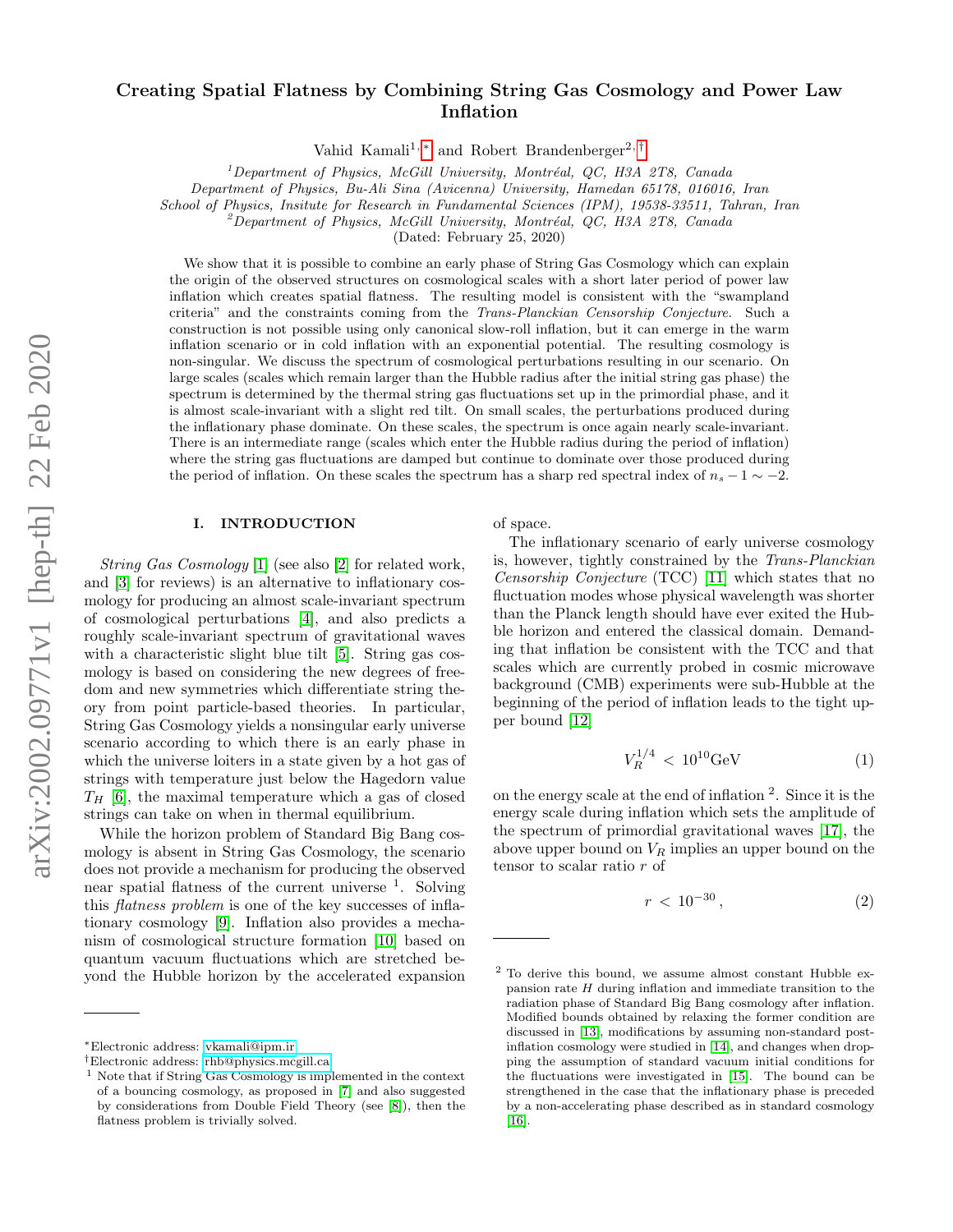# Creating Spatial Flatness by Combining String Gas Cosmology and Power Law Inflation

Vahid Kamali[1,*] and Robert Brandenberger[2,†]

[1] Department of Physics, McGill University, Montréal, QC, H3A 2T8, Canada
Department of Physics, Bu-Ali Sina (Avicenna) University, Hamedan 65178, 016016, Iran
School of Physics, Insitute for Research in Fundamental Sciences (IPM), 19538-33511, Tahran, Iran
[2] Department of Physics, McGill University, Montréal, QC, H3A 2T8, Canada

(Dated: February 25, 2020)

We show that it is possible to combine an early phase of String Gas Cosmology which can explain the origin of the observed structures on cosmological scales with a short later period of power law inflation which creates spatial flatness. The resulting model is consistent with the "swampland criteria" and the constraints coming from the *Trans-Planckian Censorship Conjecture*. Such a construction is not possible using only canonical slow-roll inflation, but it can emerge in the warm inflation scenario or in cold inflation with an exponential potential. The resulting cosmology is non-singular. We discuss the spectrum of cosmological perturbations resulting in our scenario. On large scales (scales which remain larger than the Hubble radius after the initial string gas phase) the spectrum is determined by the thermal string gas fluctuations set up in the primordial phase, and it is almost scale-invariant with a slight red tilt. On small scales, the perturbations produced during the inflationary phase dominate. On these scales, the spectrum is once again nearly scale-invariant. There is an intermediate range (scales which enter the Hubble radius during the period of inflation) where the string gas fluctuations are damped but continue to dominate over those produced during the period of inflation. On these scales the spectrum has a sharp red spectral index of $n_s - 1 \sim -2$.

## I. INTRODUCTION

*String Gas Cosmology* [1] (see also [2] for related work, and [3] for reviews) is an alternative to inflationary cosmology for producing an almost scale-invariant spectrum of cosmological perturbations [4], and also predicts a roughly scale-invariant spectrum of gravitational waves with a characteristic slight blue tilt [5]. String gas cosmology is based on considering the new degrees of freedom and new symmetries which differentiate string theory from point particle-based theories. In particular, String Gas Cosmology yields a nonsingular early universe scenario according to which there is an early phase in which the universe loiters in a state given by a hot gas of strings with temperature just below the Hagedorn value $T_H$ [6], the maximal temperature which a gas of closed strings can take on when in thermal equilibrium.

While the horizon problem of Standard Big Bang cosmology is absent in String Gas Cosmology, the scenario does not provide a mechanism for producing the observed near spatial flatness of the current universe [1]. Solving this *flatness problem* is one of the key successes of inflationary cosmology [9]. Inflation also provides a mechanism of cosmological structure formation [10] based on quantum vacuum fluctuations which are stretched beyond the Hubble horizon by the accelerated expansion of space.

The inflationary scenario of early universe cosmology is, however, tightly constrained by the *Trans-Planckian Censorship Conjecture* (TCC) [11] which states that no fluctuation modes whose physical wavelength was shorter than the Planck length should have ever exited the Hubble horizon and entered the classical domain. Demanding that inflation be consistent with the TCC and that scales which are currently probed in cosmic microwave background (CMB) experiments were sub-Hubble at the beginning of the period of inflation leads to the tight upper bound [12]

$$V_R^{1/4} < 10^{10}\text{GeV} \tag{1}$$

on the energy scale at the end of inflation [2]. Since it is the energy scale during inflation which sets the amplitude of the spectrum of primordial gravitational waves [17], the above upper bound on $V_R$ implies an upper bound on the tensor to scalar ratio $r$ of

$$r < 10^{-30}, \tag{2}$$

---

*Electronic address: vkamali@ipm.ir

†Electronic address: rhb@physics.mcgill.ca

[1] Note that if String Gas Cosmology is implemented in the context of a bouncing cosmology, as proposed in [7] and also suggested by considerations from Double Field Theory (see [8]), then the flatness problem is trivially solved.

[2] To derive this bound, we assume almost constant Hubble expansion rate $H$ during inflation and immediate transition to the radiation phase of Standard Big Bang cosmology after inflation. Modified bounds obtained by relaxing the former condition are discussed in [13], modifications by assuming non-standard post-inflation cosmology were studied in [14], and changes when dropping the assumption of standard vacuum initial conditions for the fluctuations were investigated in [15]. The bound can be strengthened in the case that the inflationary phase is preceded by a non-accelerating phase described as in standard cosmology [16].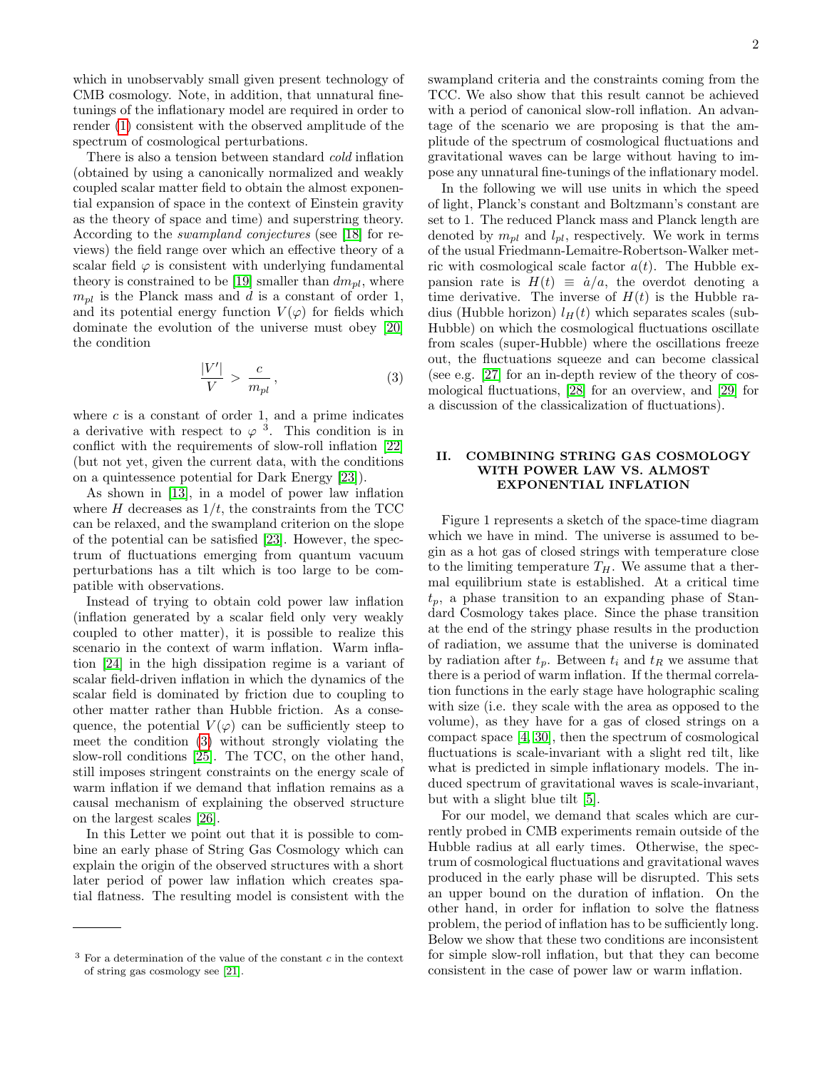which in unobservably small given present technology of CMB cosmology. Note, in addition, that unnatural fine-tunings of the inflationary model are required in order to render (1) consistent with the observed amplitude of the spectrum of cosmological perturbations.

There is also a tension between standard *cold* inflation (obtained by using a canonically normalized and weakly coupled scalar matter field to obtain the almost exponential expansion of space in the context of Einstein gravity as the theory of space and time) and superstring theory. According to the *swampland conjectures* (see [18] for reviews) the field range over which an effective theory of a scalar field $\varphi$ is consistent with underlying fundamental theory is constrained to be [19] smaller than $dm_{pl}$, where $m_{pl}$ is the Planck mass and $d$ is a constant of order 1, and its potential energy function $V(\varphi)$ for fields which dominate the evolution of the universe must obey [20] the condition

$$\frac{|V'|}{V} > \frac{c}{m_{pl}}, \tag{3}$$

where $c$ is a constant of order 1, and a prime indicates a derivative with respect to $\varphi$ [3]. This condition is in conflict with the requirements of slow-roll inflation [22] (but not yet, given the current data, with the conditions on a quintessence potential for Dark Energy [23]).

As shown in [13], in a model of power law inflation where $H$ decreases as $1/t$, the constraints from the TCC can be relaxed, and the swampland criterion on the slope of the potential can be satisfied [23]. However, the spectrum of fluctuations emerging from quantum vacuum perturbations has a tilt which is too large to be compatible with observations.

Instead of trying to obtain cold power law inflation (inflation generated by a scalar field only very weakly coupled to other matter), it is possible to realize this scenario in the context of warm inflation. Warm inflation [24] in the high dissipation regime is a variant of scalar field-driven inflation in which the dynamics of the scalar field is dominated by friction due to coupling to other matter rather than Hubble friction. As a consequence, the potential $V(\varphi)$ can be sufficiently steep to meet the condition (3) without strongly violating the slow-roll conditions [25]. The TCC, on the other hand, still imposes stringent constraints on the energy scale of warm inflation if we demand that inflation remains as a causal mechanism of explaining the observed structure on the largest scales [26].

In this Letter we point out that it is possible to combine an early phase of String Gas Cosmology which can explain the origin of the observed structures with a short later period of power law inflation which creates spatial flatness. The resulting model is consistent with the swampland criteria and the constraints coming from the TCC. We also show that this result cannot be achieved with a period of canonical slow-roll inflation. An advantage of the scenario we are proposing is that the amplitude of the spectrum of cosmological fluctuations and gravitational waves can be large without having to impose any unnatural fine-tunings of the inflationary model.

In the following we will use units in which the speed of light, Planck's constant and Boltzmann's constant are set to 1. The reduced Planck mass and Planck length are denoted by $m_{pl}$ and $l_{pl}$, respectively. We work in terms of the usual Friedmann-Lemaitre-Robertson-Walker metric with cosmological scale factor $a(t)$. The Hubble expansion rate is $H(t) \equiv \dot{a}/a$, the overdot denoting a time derivative. The inverse of $H(t)$ is the Hubble radius (Hubble horizon) $l_H(t)$ which separates scales (sub-Hubble) on which the cosmological fluctuations oscillate from scales (super-Hubble) where the oscillations freeze out, the fluctuations squeeze and can become classical (see e.g. [27] for an in-depth review of the theory of cosmological fluctuations, [28] for an overview, and [29] for a discussion of the classicalization of fluctuations).

## II. COMBINING STRING GAS COSMOLOGY WITH POWER LAW VS. ALMOST EXPONENTIAL INFLATION

Figure 1 represents a sketch of the space-time diagram which we have in mind. The universe is assumed to begin as a hot gas of closed strings with temperature close to the limiting temperature $T_H$. We assume that a thermal equilibrium state is established. At a critical time $t_p$, a phase transition to an expanding phase of Standard Cosmology takes place. Since the phase transition at the end of the stringy phase results in the production of radiation, we assume that the universe is dominated by radiation after $t_p$. Between $t_i$ and $t_R$ we assume that there is a period of warm inflation. If the thermal correlation functions in the early stage have holographic scaling with size (i.e. they scale with the area as opposed to the volume), as they have for a gas of closed strings on a compact space [4, 30], then the spectrum of cosmological fluctuations is scale-invariant with a slight red tilt, like what is predicted in simple inflationary models. The induced spectrum of gravitational waves is scale-invariant, but with a slight blue tilt [5].

For our model, we demand that scales which are currently probed in CMB experiments remain outside of the Hubble radius at all early times. Otherwise, the spectrum of cosmological fluctuations and gravitational waves produced in the early phase will be disrupted. This sets an upper bound on the duration of inflation. On the other hand, in order for inflation to solve the flatness problem, the period of inflation has to be sufficiently long. Below we show that these two conditions are inconsistent for simple slow-roll inflation, but that they can become consistent in the case of power law or warm inflation.

[3] For a determination of the value of the constant $c$ in the context of string gas cosmology see [21].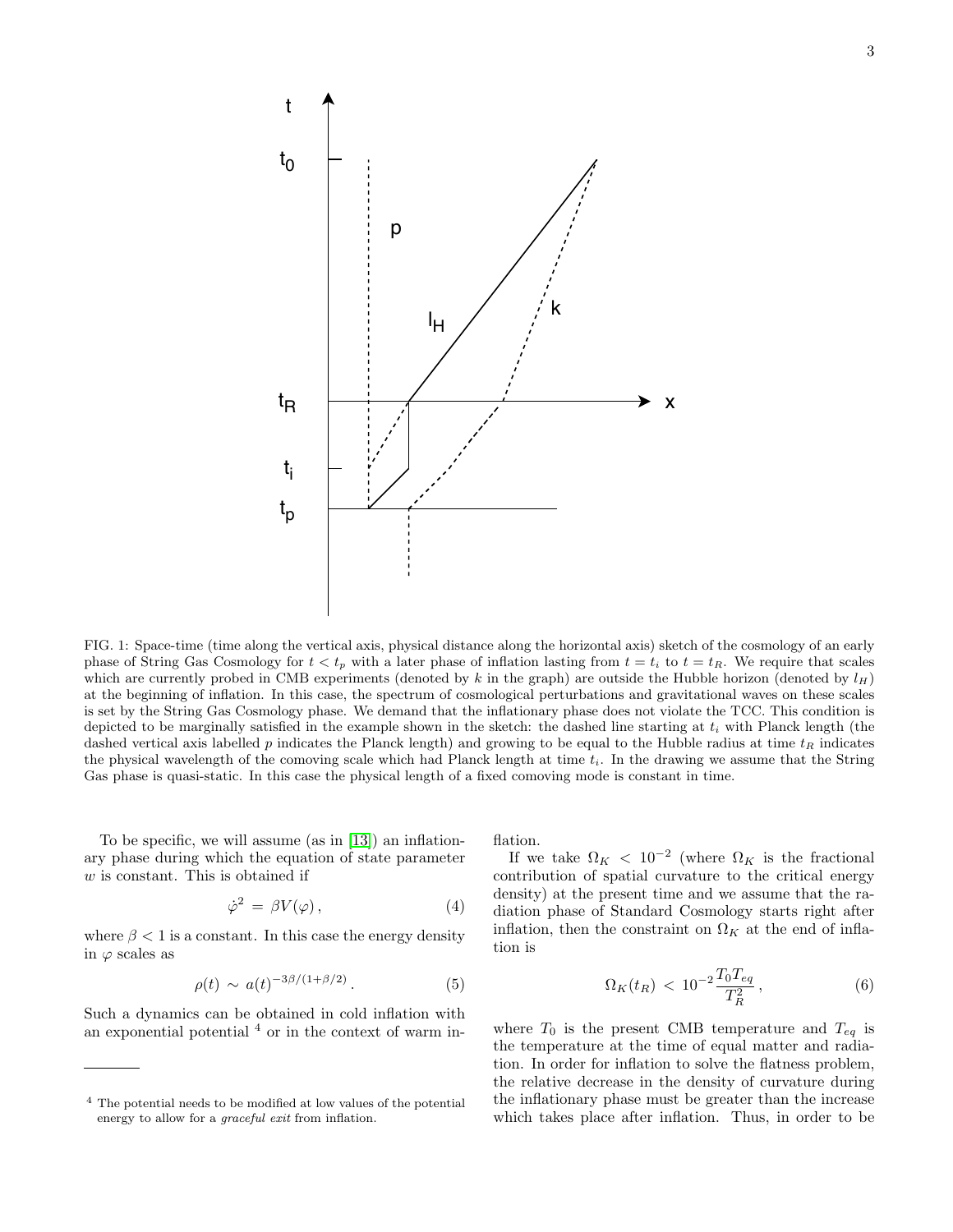FIG. 1: Space-time (time along the vertical axis, physical distance along the horizontal axis) sketch of the cosmology of an early phase of String Gas Cosmology for $t < t_p$ with a later phase of inflation lasting from $t = t_i$ to $t = t_R$. We require that scales which are currently probed in CMB experiments (denoted by $k$ in the graph) are outside the Hubble horizon (denoted by $l_H$) at the beginning of inflation. In this case, the spectrum of cosmological perturbations and gravitational waves on these scales is set by the String Gas Cosmology phase. We demand that the inflationary phase does not violate the TCC. This condition is depicted to be marginally satisfied in the example shown in the sketch: the dashed line starting at $t_i$ with Planck length (the dashed vertical axis labelled $p$ indicates the Planck length) and growing to be equal to the Hubble radius at time $t_R$ indicates the physical wavelength of the comoving scale which had Planck length at time $t_i$. In the drawing we assume that the String Gas phase is quasi-static. In this case the physical length of a fixed comoving mode is constant in time.

To be specific, we will assume (as in [13]) an inflationary phase during which the equation of state parameter $w$ is constant. This is obtained if

$$\dot{\varphi}^2 \, = \, \beta V(\varphi) \, , \tag{4}$$

where $\beta < 1$ is a constant. In this case the energy density in $\varphi$ scales as

$$\rho(t) \, \sim \, a(t)^{-3\beta/(1+\beta/2)} \, . \tag{5}$$

Such a dynamics can be obtained in cold inflation with an exponential potential [4] or in the context of warm inflation.

If we take $\Omega_K \, < \, 10^{-2}$ (where $\Omega_K$ is the fractional contribution of spatial curvature to the critical energy density) at the present time and we assume that the radiation phase of Standard Cosmology starts right after inflation, then the constraint on $\Omega_K$ at the end of inflation is

$$\Omega_K(t_R) \, < \, 10^{-2} \frac{T_0 T_{eq}}{T_R^2} \, , \tag{6}$$

where $T_0$ is the present CMB temperature and $T_{eq}$ is the temperature at the time of equal matter and radiation. In order for inflation to solve the flatness problem, the relative decrease in the density of curvature during the inflationary phase must be greater than the increase which takes place after inflation. Thus, in order to be

[4] The potential needs to be modified at low values of the potential energy to allow for a *graceful exit* from inflation.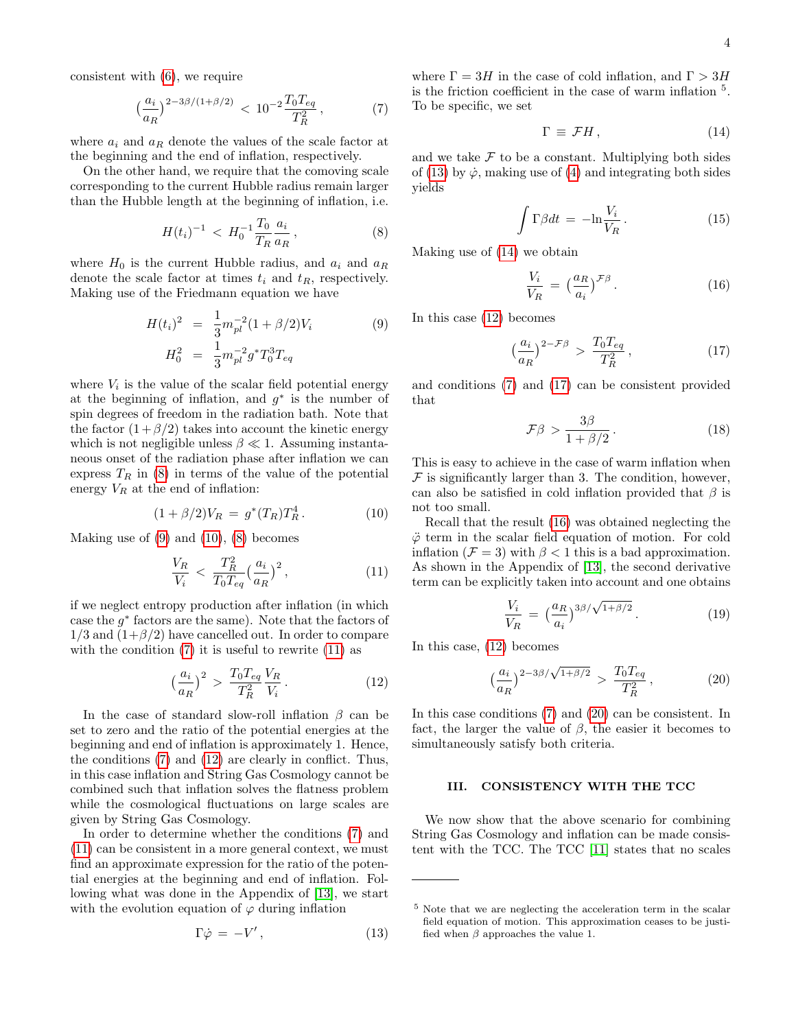consistent with (6), we require

$$\left(\frac{a_i}{a_R}\right)^{2-3\beta/(1+\beta/2)} < 10^{-2}\frac{T_0 T_{eq}}{T_R^2}, \tag{7}$$

where $a_i$ and $a_R$ denote the values of the scale factor at the beginning and the end of inflation, respectively.

On the other hand, we require that the comoving scale corresponding to the current Hubble radius remain larger than the Hubble length at the beginning of inflation, i.e.

$$H(t_i)^{-1} < H_0^{-1}\frac{T_0}{T_R}\frac{a_i}{a_R}, \tag{8}$$

where $H_0$ is the current Hubble radius, and $a_i$ and $a_R$ denote the scale factor at times $t_i$ and $t_R$, respectively. Making use of the Friedmann equation we have

$$\begin{aligned} H(t_i)^2 &= \frac{1}{3}m_{pl}^{-2}(1+\beta/2)V_i \\ H_0^2 &= \frac{1}{3}m_{pl}^{-2}g^* T_0^3 T_{eq} \end{aligned} \tag{9}$$

where $V_i$ is the value of the scalar field potential energy at the beginning of inflation, and $g^*$ is the number of spin degrees of freedom in the radiation bath. Note that the factor $(1+\beta/2)$ takes into account the kinetic energy which is not negligible unless $\beta \ll 1$. Assuming instantaneous onset of the radiation phase after inflation we can express $T_R$ in (8) in terms of the value of the potential energy $V_R$ at the end of inflation:

$$(1+\beta/2)V_R = g^*(T_R)T_R^4. \tag{10}$$

Making use of (9) and (10), (8) becomes

$$\frac{V_R}{V_i} < \frac{T_R^2}{T_0 T_{eq}}\left(\frac{a_i}{a_R}\right)^2, \tag{11}$$

if we neglect entropy production after inflation (in which case the $g^*$ factors are the same). Note that the factors of 1/3 and $(1+\beta/2)$ have cancelled out. In order to compare with the condition (7) it is useful to rewrite (11) as

$$\left(\frac{a_i}{a_R}\right)^2 > \frac{T_0 T_{eq}}{T_R^2}\frac{V_R}{V_i}. \tag{12}$$

In the case of standard slow-roll inflation $\beta$ can be set to zero and the ratio of the potential energies at the beginning and end of inflation is approximately 1. Hence, the conditions (7) and (12) are clearly in conflict. Thus, in this case inflation and String Gas Cosmology cannot be combined such that inflation solves the flatness problem while the cosmological fluctuations on large scales are given by String Gas Cosmology.

In order to determine whether the conditions (7) and (11) can be consistent in a more general context, we must find an approximate expression for the ratio of the potential energies at the beginning and end of inflation. Following what was done in the Appendix of [13], we start with the evolution equation of $\varphi$ during inflation

$$\Gamma\dot{\varphi} = -V', \tag{13}$$

where $\Gamma = 3H$ in the case of cold inflation, and $\Gamma > 3H$ is the friction coefficient in the case of warm inflation [5]. To be specific, we set

$$\Gamma \equiv \mathcal{F}H, \tag{14}$$

and we take $\mathcal{F}$ to be a constant. Multiplying both sides of (13) by $\dot{\varphi}$, making use of (4) and integrating both sides yields

$$\int \Gamma\beta dt = -\ln\frac{V_i}{V_R}. \tag{15}$$

Making use of (14) we obtain

$$\frac{V_i}{V_R} = \left(\frac{a_R}{a_i}\right)^{\mathcal{F}\beta}. \tag{16}$$

In this case (12) becomes

$$\left(\frac{a_i}{a_R}\right)^{2-\mathcal{F}\beta} > \frac{T_0 T_{eq}}{T_R^2}, \tag{17}$$

and conditions (7) and (17) can be consistent provided that

$$\mathcal{F}\beta > \frac{3\beta}{1+\beta/2}. \tag{18}$$

This is easy to achieve in the case of warm inflation when $\mathcal{F}$ is significantly larger than 3. The condition, however, can also be satisfied in cold inflation provided that $\beta$ is not too small.

Recall that the result (16) was obtained neglecting the $\ddot{\varphi}$ term in the scalar field equation of motion. For cold inflation ($\mathcal{F}=3$) with $\beta < 1$ this is a bad approximation. As shown in the Appendix of [13], the second derivative term can be explicitly taken into account and one obtains

$$\frac{V_i}{V_R} = \left(\frac{a_R}{a_i}\right)^{3\beta/\sqrt{1+\beta/2}}. \tag{19}$$

In this case, (12) becomes

$$\left(\frac{a_i}{a_R}\right)^{2-3\beta/\sqrt{1+\beta/2}} > \frac{T_0 T_{eq}}{T_R^2}, \tag{20}$$

In this case conditions (7) and (20) can be consistent. In fact, the larger the value of $\beta$, the easier it becomes to simultaneously satisfy both criteria.

## III. CONSISTENCY WITH THE TCC

We now show that the above scenario for combining String Gas Cosmology and inflation can be made consistent with the TCC. The TCC [11] states that no scales

---

[5] Note that we are neglecting the acceleration term in the scalar field equation of motion. This approximation ceases to be justified when $\beta$ approaches the value 1.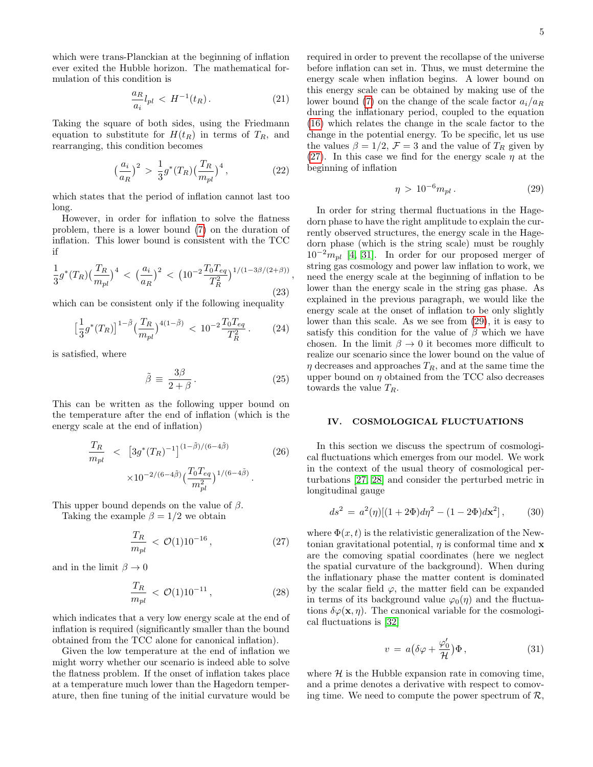which were trans-Planckian at the beginning of inflation ever exited the Hubble horizon. The mathematical formulation of this condition is

$$\frac{a_R}{a_i} l_{pl} \, < \, H^{-1}(t_R) \, . \tag{21}$$

Taking the square of both sides, using the Friedmann equation to substitute for $H(t_R)$ in terms of $T_R$, and rearranging, this condition becomes

$$\big(\frac{a_i}{a_R}\big)^2 \, > \, \frac{1}{3} g^*(T_R) \big(\frac{T_R}{m_{pl}}\big)^4 \, , \tag{22}$$

which states that the period of inflation cannot last too long.

However, in order for inflation to solve the flatness problem, there is a lower bound (7) on the duration of inflation. This lower bound is consistent with the TCC if

$$\frac{1}{3} g^*(T_R) \big(\frac{T_R}{m_{pl}}\big)^4 \, < \, \big(\frac{a_i}{a_R}\big)^2 \, < \, \big(10^{-2} \frac{T_0 T_{eq}}{T_R^2}\big)^{1/(1-3\beta/(2+\beta))} \, , \tag{23}$$

which can be consistent only if the following inequality

$$\big[\frac{1}{3} g^*(T_R)\big]^{1-\tilde{\beta}} \big(\frac{T_R}{m_{pl}}\big)^{4(1-\tilde{\beta})} \, < \, 10^{-2} \frac{T_0 T_{eq}}{T_R^2} \, . \tag{24}$$

is satisfied, where

$$\tilde{\beta} \, \equiv \, \frac{3\beta}{2+\beta} \, . \tag{25}$$

This can be written as the following upper bound on the temperature after the end of inflation (which is the energy scale at the end of inflation)

$$\begin{aligned} \frac{T_R}{m_{pl}} \, &< \, \big[3 g^*(T_R)^{-1}\big]^{(1-\tilde{\beta})/(6-4\tilde{\beta})} \\ &\times 10^{-2/(6-4\tilde{\beta})} \big(\frac{T_0 T_{eq}}{m_{pl}^2}\big)^{1/(6-4\tilde{\beta})} \, . \end{aligned} \tag{26}$$

This upper bound depends on the value of $\beta$.

Taking the example $\beta = 1/2$ we obtain

$$\frac{T_R}{m_{pl}} \, < \, \mathcal{O}(1) 10^{-16} \, , \tag{27}$$

and in the limit $\beta \rightarrow 0$

$$\frac{T_R}{m_{pl}} \, < \, \mathcal{O}(1) 10^{-11} \, , \tag{28}$$

which indicates that a very low energy scale at the end of inflation is required (significantly smaller than the bound obtained from the TCC alone for canonical inflation).

Given the low temperature at the end of inflation we might worry whether our scenario is indeed able to solve the flatness problem. If the onset of inflation takes place at a temperature much lower than the Hagedorn temperature, then fine tuning of the initial curvature would be required in order to prevent the recollapse of the universe before inflation can set in. Thus, we must determine the energy scale when inflation begins. A lower bound on this energy scale can be obtained by making use of the lower bound (7) on the change of the scale factor $a_i/a_R$ during the inflationary period, coupled to the equation (16) which relates the change in the scale factor to the change in the potential energy. To be specific, let us use the values $\beta = 1/2$, $\mathcal{F} = 3$ and the value of $T_R$ given by (27). In this case we find for the energy scale $\eta$ at the beginning of inflation

$$\eta \, > \, 10^{-6} m_{pl} \, . \tag{29}$$

In order for string thermal fluctuations in the Hagedorn phase to have the right amplitude to explain the currently observed structures, the energy scale in the Hagedorn phase (which is the string scale) must be roughly $10^{-2} m_{pl}$ [4, 31]. In order for our proposed merger of string gas cosmology and power law inflation to work, we need the energy scale at the beginning of inflation to be lower than the energy scale in the string gas phase. As explained in the previous paragraph, we would like the energy scale at the onset of inflation to be only slightly lower than this scale. As we see from (29), it is easy to satisfy this condition for the value of $\beta$ which we have chosen. In the limit $\beta \rightarrow 0$ it becomes more difficult to realize our scenario since the lower bound on the value of $\eta$ decreases and approaches $T_R$, and at the same time the upper bound on $\eta$ obtained from the TCC also decreases towards the value $T_R$.

## IV. COSMOLOGICAL FLUCTUATIONS

In this section we discuss the spectrum of cosmological fluctuations which emerges from our model. We work in the context of the usual theory of cosmological perturbations [27, 28] and consider the perturbed metric in longitudinal gauge

$$ds^2 \, = \, a^2(\eta)[(1+2\Phi)d\eta^2 - (1-2\Phi)d\mathbf{x}^2] \, , \tag{30}$$

where $\Phi(x,t)$ is the relativistic generalization of the Newtonian gravitational potential, $\eta$ is conformal time and $\mathbf{x}$ are the comoving spatial coordinates (here we neglect the spatial curvature of the background). When during the inflationary phase the matter content is dominated by the scalar field $\varphi$, the matter field can be expanded in terms of its background value $\varphi_0(\eta)$ and the fluctuations $\delta\varphi(\mathbf{x},\eta)$. The canonical variable for the cosmological fluctuations is [32]

$$v \, = \, a\big(\delta\varphi + \frac{\varphi_0'}{\mathcal{H}}\big)\Phi \, , \tag{31}$$

where $\mathcal{H}$ is the Hubble expansion rate in comoving time, and a prime denotes a derivative with respect to comoving time. We need to compute the power spectrum of $\mathcal{R}$,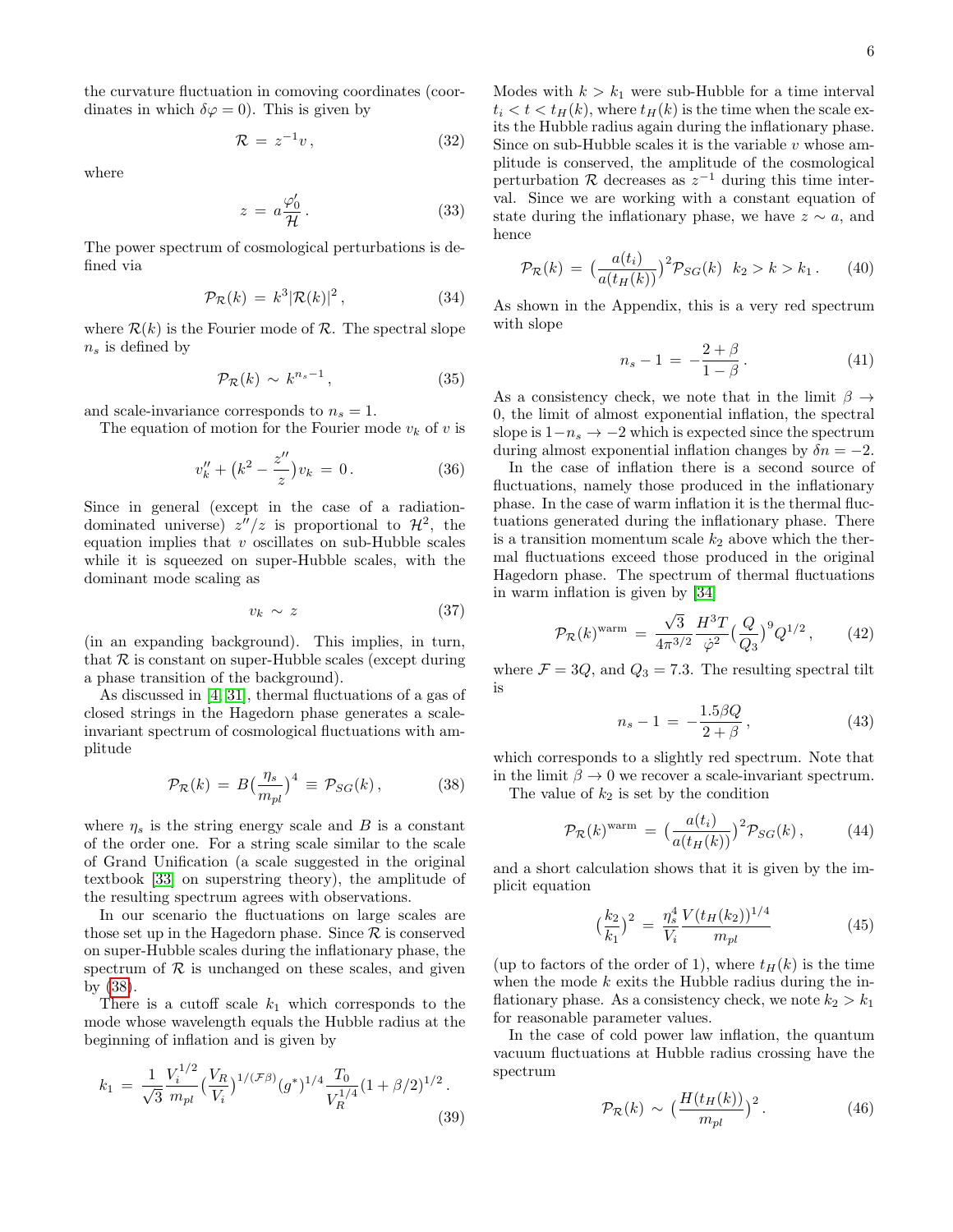the curvature fluctuation in comoving coordinates (coordinates in which $\delta\varphi = 0$). This is given by

$$\mathcal{R} \,=\, z^{-1} v \,, \tag{32}$$

where

$$z \,=\, a \frac{\varphi_0'}{\mathcal{H}} \,. \tag{33}$$

The power spectrum of cosmological perturbations is defined via

$$\mathcal{P}_{\mathcal{R}}(k) \,=\, k^3 |\mathcal{R}(k)|^2 \,, \tag{34}$$

where $\mathcal{R}(k)$ is the Fourier mode of $\mathcal{R}$. The spectral slope $n_s$ is defined by

$$\mathcal{P}_{\mathcal{R}}(k) \,\sim\, k^{n_s - 1} \,, \tag{35}$$

and scale-invariance corresponds to $n_s = 1$.

The equation of motion for the Fourier mode $v_k$ of $v$ is

$$v_k'' + \big(k^2 - \frac{z''}{z}\big) v_k \,=\, 0 \,. \tag{36}$$

Since in general (except in the case of a radiation-dominated universe) $z''/z$ is proportional to $\mathcal{H}^2$, the equation implies that $v$ oscillates on sub-Hubble scales while it is squeezed on super-Hubble scales, with the dominant mode scaling as

$$v_k \,\sim\, z \tag{37}$$

(in an expanding background). This implies, in turn, that $\mathcal{R}$ is constant on super-Hubble scales (except during a phase transition of the background).

As discussed in [4, 31], thermal fluctuations of a gas of closed strings in the Hagedorn phase generates a scale-invariant spectrum of cosmological fluctuations with amplitude

$$\mathcal{P}_{\mathcal{R}}(k) \,=\, B \big(\frac{\eta_s}{m_{pl}}\big)^4 \,\equiv\, \mathcal{P}_{SG}(k) \,, \tag{38}$$

where $\eta_s$ is the string energy scale and $B$ is a constant of the order one. For a string scale similar to the scale of Grand Unification (a scale suggested in the original textbook [33] on superstring theory), the amplitude of the resulting spectrum agrees with observations.

In our scenario the fluctuations on large scales are those set up in the Hagedorn phase. Since $\mathcal{R}$ is conserved on super-Hubble scales during the inflationary phase, the spectrum of $\mathcal{R}$ is unchanged on these scales, and given by (38).

There is a cutoff scale $k_1$ which corresponds to the mode whose wavelength equals the Hubble radius at the beginning of inflation and is given by

$$k_1 \,=\, \frac{1}{\sqrt{3}} \frac{V_i^{1/2}}{m_{pl}} \big(\frac{V_R}{V_i}\big)^{1/(\mathcal{F}\beta)} (g^*)^{1/4} \frac{T_0}{V_R^{1/4}} (1 + \beta/2)^{1/2} \,. \tag{39}$$

Modes with $k > k_1$ were sub-Hubble for a time interval $t_i < t < t_H(k)$, where $t_H(k)$ is the time when the scale exits the Hubble radius again during the inflationary phase. Since on sub-Hubble scales it is the variable $v$ whose amplitude is conserved, the amplitude of the cosmological perturbation $\mathcal{R}$ decreases as $z^{-1}$ during this time interval. Since we are working with a constant equation of state during the inflationary phase, we have $z \sim a$, and hence

$$\mathcal{P}_{\mathcal{R}}(k) \,=\, \big(\frac{a(t_i)}{a(t_H(k))}\big)^2 \mathcal{P}_{SG}(k) \quad k_2 > k > k_1 \,. \tag{40}$$

As shown in the Appendix, this is a very red spectrum with slope

$$n_s - 1 \,=\, -\frac{2 + \beta}{1 - \beta} \,. \tag{41}$$

As a consistency check, we note that in the limit $\beta \rightarrow 0$, the limit of almost exponential inflation, the spectral slope is $1 - n_s \rightarrow -2$ which is expected since the spectrum during almost exponential inflation changes by $\delta n = -2$.

In the case of inflation there is a second source of fluctuations, namely those produced in the inflationary phase. In the case of warm inflation it is the thermal fluctuations generated during the inflationary phase. There is a transition momentum scale $k_2$ above which the thermal fluctuations exceed those produced in the original Hagedorn phase. The spectrum of thermal fluctuations in warm inflation is given by [34]

$$\mathcal{P}_{\mathcal{R}}(k)^{\rm warm} \,=\, \frac{\sqrt{3}}{4\pi^{3/2}} \frac{H^3 T}{\dot{\varphi}^2} \big(\frac{Q}{Q_3}\big)^9 Q^{1/2} \,, \tag{42}$$

where $\mathcal{F} = 3Q$, and $Q_3 = 7.3$. The resulting spectral tilt is

$$n_s - 1 \,=\, -\frac{1.5 \beta Q}{2 + \beta} \,, \tag{43}$$

which corresponds to a slightly red spectrum. Note that in the limit $\beta \rightarrow 0$ we recover a scale-invariant spectrum.

The value of $k_2$ is set by the condition

$$\mathcal{P}_{\mathcal{R}}(k)^{\rm warm} \,=\, \big(\frac{a(t_i)}{a(t_H(k))}\big)^2 \mathcal{P}_{SG}(k) \,, \tag{44}$$

and a short calculation shows that it is given by the implicit equation

$$\big(\frac{k_2}{k_1}\big)^2 \,=\, \frac{\eta_s^4}{V_i} \frac{V(t_H(k_2))^{1/4}}{m_{pl}} \tag{45}$$

(up to factors of the order of 1), where $t_H(k)$ is the time when the mode $k$ exits the Hubble radius during the inflationary phase. As a consistency check, we note $k_2 > k_1$ for reasonable parameter values.

In the case of cold power law inflation, the quantum vacuum fluctuations at Hubble radius crossing have the spectrum

$$\mathcal{P}_{\mathcal{R}}(k) \,\sim\, \big(\frac{H(t_H(k))}{m_{pl}}\big)^2 \,. \tag{46}$$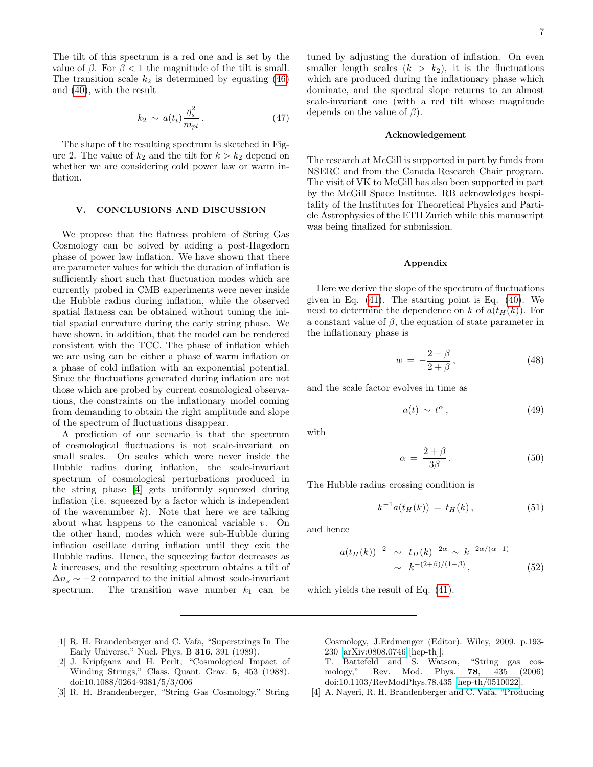The tilt of this spectrum is a red one and is set by the value of $\beta$. For $\beta < 1$ the magnitude of the tilt is small. The transition scale $k_2$ is determined by equating (46) and (40), with the result

$$k_2 \sim a(t_i) \frac{\eta_s^2}{m_{pl}} \, . \tag{47}$$

The shape of the resulting spectrum is sketched in Figure 2. The value of $k_2$ and the tilt for $k > k_2$ depend on whether we are considering cold power law or warm inflation.

## V. CONCLUSIONS AND DISCUSSION

We propose that the flatness problem of String Gas Cosmology can be solved by adding a post-Hagedorn phase of power law inflation. We have shown that there are parameter values for which the duration of inflation is sufficiently short such that fluctuation modes which are currently probed in CMB experiments were never inside the Hubble radius during inflation, while the observed spatial flatness can be obtained without tuning the initial spatial curvature during the early string phase. We have shown, in addition, that the model can be rendered consistent with the TCC. The phase of inflation which we are using can be either a phase of warm inflation or a phase of cold inflation with an exponential potential. Since the fluctuations generated during inflation are not those which are probed by current cosmological observations, the constraints on the inflationary model coming from demanding to obtain the right amplitude and slope of the spectrum of fluctuations disappear.

A prediction of our scenario is that the spectrum of cosmological fluctuations is not scale-invariant on small scales. On scales which were never inside the Hubble radius during inflation, the scale-invariant spectrum of cosmological perturbations produced in the string phase [4] gets uniformly squeezed during inflation (i.e. squeezed by a factor which is independent of the wavenumber $k$). Note that here we are talking about what happens to the canonical variable $v$. On the other hand, modes which were sub-Hubble during inflation oscillate during inflation until they exit the Hubble radius. Hence, the squeezing factor decreases as $k$ increases, and the resulting spectrum obtains a tilt of $\Delta n_s \sim -2$ compared to the initial almost scale-invariant spectrum. The transition wave number $k_1$ can be tuned by adjusting the duration of inflation. On even smaller length scales ($k > k_2$), it is the fluctuations which are produced during the inflationary phase which dominate, and the spectral slope returns to an almost scale-invariant one (with a red tilt whose magnitude depends on the value of $\beta$).

### Acknowledgement

The research at McGill is supported in part by funds from NSERC and from the Canada Research Chair program. The visit of VK to McGill has also been supported in part by the McGill Space Institute. RB acknowledges hospitality of the Institutes for Theoretical Physics and Particle Astrophysics of the ETH Zurich while this manuscript was being finalized for submission.

### Appendix

Here we derive the slope of the spectrum of fluctuations given in Eq. (41). The starting point is Eq. (40). We need to determine the dependence on $k$ of $a(t_H(k))$. For a constant value of $\beta$, the equation of state parameter in the inflationary phase is

$$w \, = \, -\frac{2-\beta}{2+\beta} \, , \tag{48}$$

and the scale factor evolves in time as

$$a(t) \, \sim \, t^{\alpha} \, , \tag{49}$$

with

$$\alpha \, = \, \frac{2+\beta}{3\beta} \, . \tag{50}$$

The Hubble radius crossing condition is

$$k^{-1} a(t_H(k)) \, = \, t_H(k) \, , \tag{51}$$

and hence

$$\begin{aligned} a(t_H(k))^{-2} \;\; &\sim \;\; t_H(k)^{-2\alpha} \sim k^{-2\alpha/(\alpha-1)} \\ &\sim \;\; k^{-(2+\beta)/(1-\beta)} \, , \end{aligned} \tag{52}$$

which yields the result of Eq. (41).

---

[1] R. H. Brandenberger and C. Vafa, "Superstrings In The Early Universe," Nucl. Phys. B **316**, 391 (1989).

[2] J. Kripfganz and H. Perlt, "Cosmological Impact of Winding Strings," Class. Quant. Grav. **5**, 453 (1988). doi:10.1088/0264-9381/5/3/006

[3] R. H. Brandenberger, "String Gas Cosmology," String Cosmology, J.Erdmenger (Editor). Wiley, 2009. p.193-230 arXiv:0808.0746 [hep-th]];
T. Battefeld and S. Watson, "String gas cosmology," Rev. Mod. Phys. **78**, 435 (2006) doi:10.1103/RevModPhys.78.435 hep-th/0510022.

[4] A. Nayeri, R. H. Brandenberger and C. Vafa, "Producing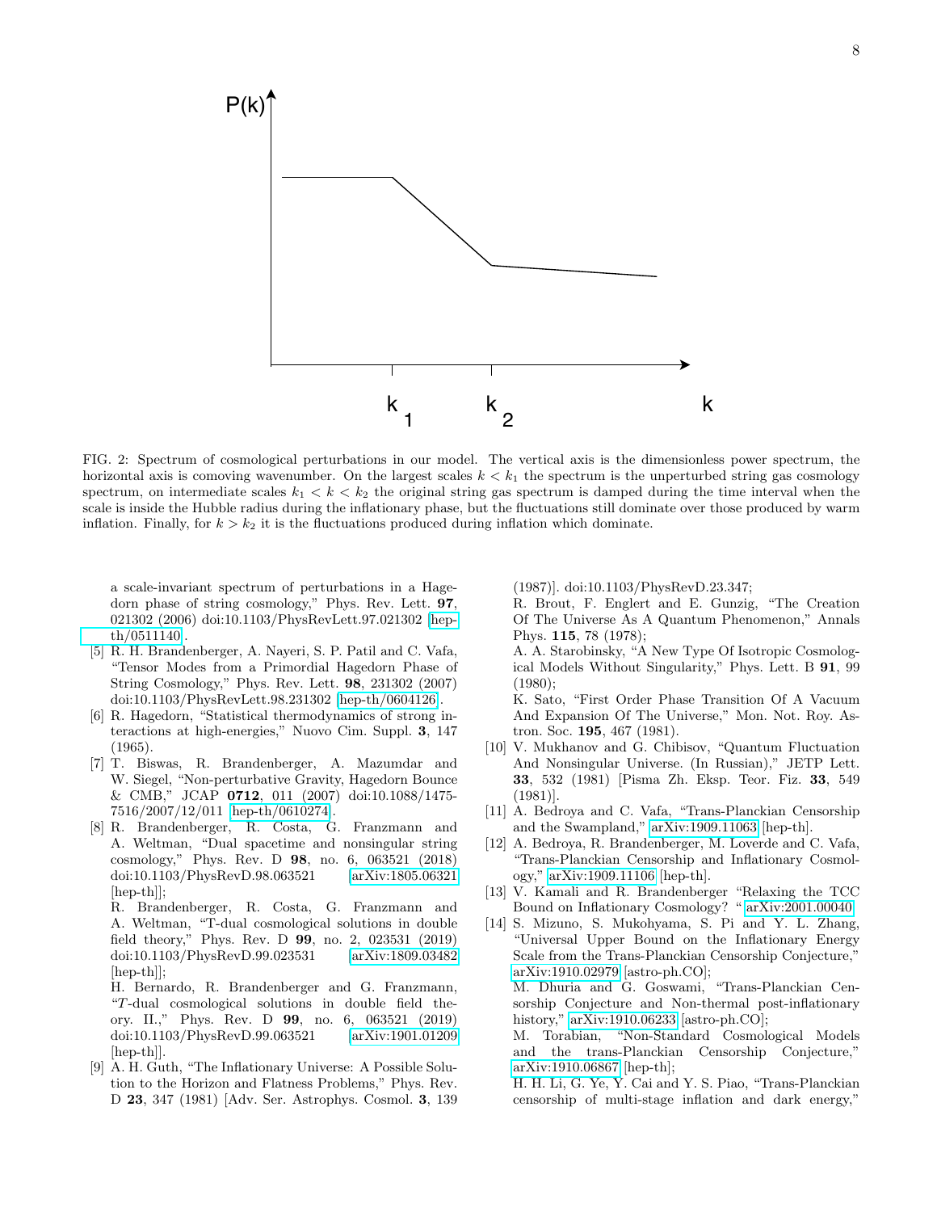FIG. 2: Spectrum of cosmological perturbations in our model. The vertical axis is the dimensionless power spectrum, the horizontal axis is comoving wavenumber. On the largest scales $k < k_1$ the spectrum is the unperturbed string gas cosmology spectrum, on intermediate scales $k_1 < k < k_2$ the original string gas spectrum is damped during the time interval when the scale is inside the Hubble radius during the inflationary phase, but the fluctuations still dominate over those produced by warm inflation. Finally, for $k > k_2$ it is the fluctuations produced during inflation which dominate.

a scale-invariant spectrum of perturbations in a Hagedorn phase of string cosmology," Phys. Rev. Lett. **97**, 021302 (2006) doi:10.1103/PhysRevLett.97.021302 [hep-th/0511140].

[5] R. H. Brandenberger, A. Nayeri, S. P. Patil and C. Vafa, "Tensor Modes from a Primordial Hagedorn Phase of String Cosmology," Phys. Rev. Lett. **98**, 231302 (2007) doi:10.1103/PhysRevLett.98.231302 [hep-th/0604126].

[6] R. Hagedorn, "Statistical thermodynamics of strong interactions at high-energies," Nuovo Cim. Suppl. **3**, 147 (1965).

[7] T. Biswas, R. Brandenberger, A. Mazumdar and W. Siegel, "Non-perturbative Gravity, Hagedorn Bounce & CMB," JCAP **0712**, 011 (2007) doi:10.1088/1475-7516/2007/12/011 [hep-th/0610274].

[8] R. Brandenberger, R. Costa, G. Franzmann and A. Weltman, "Dual spacetime and nonsingular string cosmology," Phys. Rev. D **98**, no. 6, 063521 (2018) doi:10.1103/PhysRevD.98.063521 [arXiv:1805.06321 [hep-th]];
R. Brandenberger, R. Costa, G. Franzmann and A. Weltman, "T-dual cosmological solutions in double field theory," Phys. Rev. D **99**, no. 2, 023531 (2019) doi:10.1103/PhysRevD.99.023531 [arXiv:1809.03482 [hep-th]];
H. Bernardo, R. Brandenberger and G. Franzmann, "$T$-dual cosmological solutions in double field theory. II.," Phys. Rev. D **99**, no. 6, 063521 (2019) doi:10.1103/PhysRevD.99.063521 [arXiv:1901.01209 [hep-th]].

[9] A. H. Guth, "The Inflationary Universe: A Possible Solution to the Horizon and Flatness Problems," Phys. Rev. D **23**, 347 (1981) [Adv. Ser. Astrophys. Cosmol. **3**, 139 (1987)]. doi:10.1103/PhysRevD.23.347;
R. Brout, F. Englert and E. Gunzig, "The Creation Of The Universe As A Quantum Phenomenon," Annals Phys. **115**, 78 (1978);
A. A. Starobinsky, "A New Type Of Isotropic Cosmological Models Without Singularity," Phys. Lett. B **91**, 99 (1980);
K. Sato, "First Order Phase Transition Of A Vacuum And Expansion Of The Universe," Mon. Not. Roy. Astron. Soc. **195**, 467 (1981).

[10] V. Mukhanov and G. Chibisov, "Quantum Fluctuation And Nonsingular Universe. (In Russian)," JETP Lett. **33**, 532 (1981) [Pisma Zh. Eksp. Teor. Fiz. **33**, 549 (1981)].

[11] A. Bedroya and C. Vafa, "Trans-Planckian Censorship and the Swampland," arXiv:1909.11063 [hep-th].

[12] A. Bedroya, R. Brandenberger, M. Loverde and C. Vafa, "Trans-Planckian Censorship and Inflationary Cosmology," arXiv:1909.11106 [hep-th].

[13] V. Kamali and R. Brandenberger "Relaxing the TCC Bound on Inflationary Cosmology? " arXiv:2001.00040

[14] S. Mizuno, S. Mukohyama, S. Pi and Y. L. Zhang, "Universal Upper Bound on the Inflationary Energy Scale from the Trans-Planckian Censorship Conjecture," arXiv:1910.02979 [astro-ph.CO];
M. Dhuria and G. Goswami, "Trans-Planckian Censorship Conjecture and Non-thermal post-inflationary history," arXiv:1910.06233 [astro-ph.CO];
M. Torabian, "Non-Standard Cosmological Models and the trans-Planckian Censorship Conjecture," arXiv:1910.06867 [hep-th];
H. H. Li, G. Ye, Y. Cai and Y. S. Piao, "Trans-Planckian censorship of multi-stage inflation and dark energy,"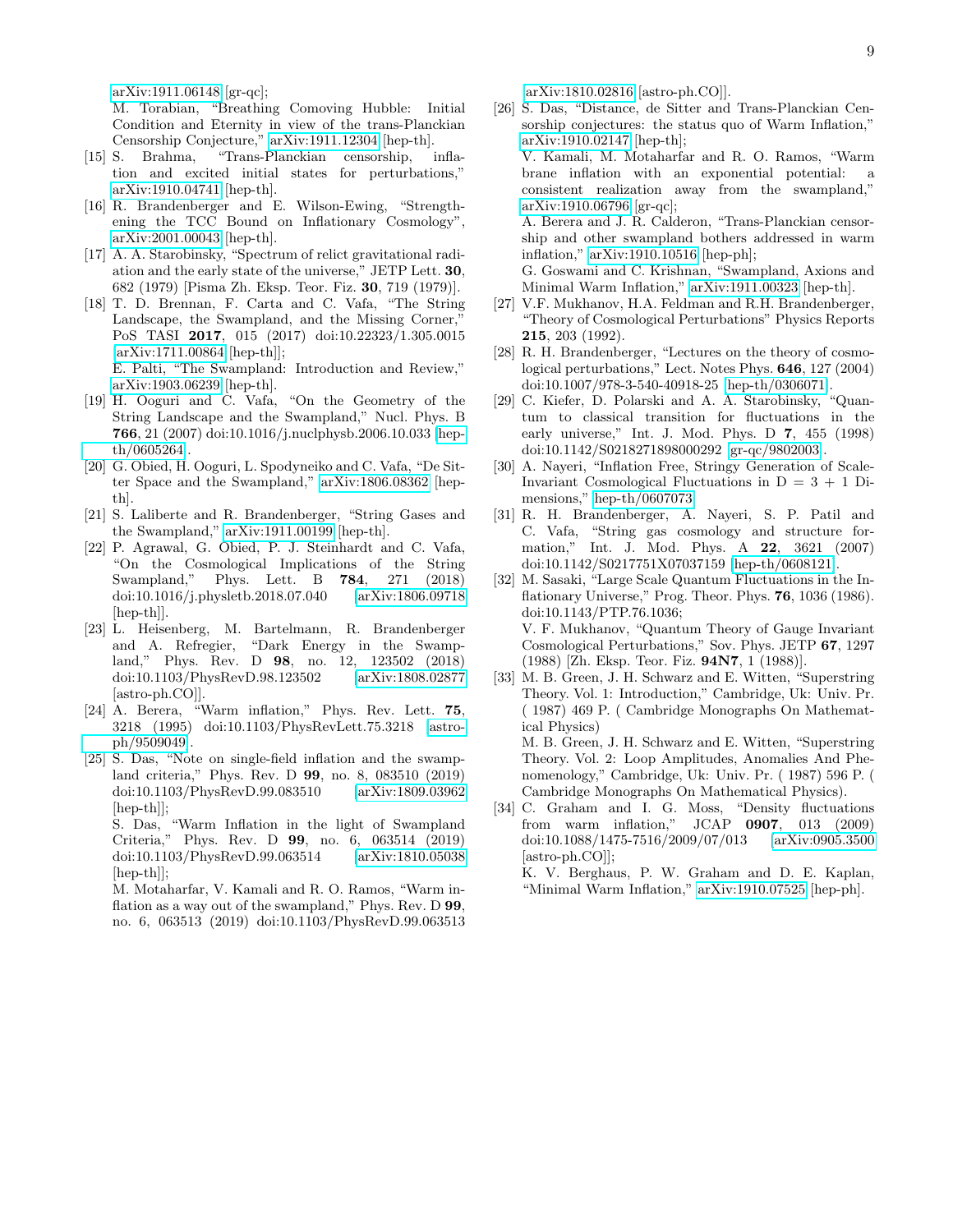arXiv:1911.06148 [gr-qc];
M. Torabian, "Breathing Comoving Hubble: Initial Condition and Eternity in view of the trans-Planckian Censorship Conjecture," arXiv:1911.12304 [hep-th].

[15] S. Brahma, "Trans-Planckian censorship, inflation and excited initial states for perturbations," arXiv:1910.04741 [hep-th].

[16] R. Brandenberger and E. Wilson-Ewing, "Strengthening the TCC Bound on Inflationary Cosmology", arXiv:2001.00043 [hep-th].

[17] A. A. Starobinsky, "Spectrum of relict gravitational radiation and the early state of the universe," JETP Lett. **30**, 682 (1979) [Pisma Zh. Eksp. Teor. Fiz. **30**, 719 (1979)].

[18] T. D. Brennan, F. Carta and C. Vafa, "The String Landscape, the Swampland, and the Missing Corner," PoS TASI **2017**, 015 (2017) doi:10.22323/1.305.0015 [arXiv:1711.00864 [hep-th]];
E. Palti, "The Swampland: Introduction and Review," arXiv:1903.06239 [hep-th].

[19] H. Ooguri and C. Vafa, "On the Geometry of the String Landscape and the Swampland," Nucl. Phys. B **766**, 21 (2007) doi:10.1016/j.nuclphysb.2006.10.033 [hep-th/0605264].

[20] G. Obied, H. Ooguri, L. Spodyneiko and C. Vafa, "De Sitter Space and the Swampland," arXiv:1806.08362 [hep-th].

[21] S. Laliberte and R. Brandenberger, "String Gases and the Swampland," arXiv:1911.00199 [hep-th].

[22] P. Agrawal, G. Obied, P. J. Steinhardt and C. Vafa, "On the Cosmological Implications of the String Swampland," Phys. Lett. B **784**, 271 (2018) doi:10.1016/j.physletb.2018.07.040 [arXiv:1806.09718 [hep-th]].

[23] L. Heisenberg, M. Bartelmann, R. Brandenberger and A. Refregier, "Dark Energy in the Swampland," Phys. Rev. D **98**, no. 12, 123502 (2018) doi:10.1103/PhysRevD.98.123502 [arXiv:1808.02877 [astro-ph.CO]].

[24] A. Berera, "Warm inflation," Phys. Rev. Lett. **75**, 3218 (1995) doi:10.1103/PhysRevLett.75.3218 [astro-ph/9509049].

[25] S. Das, "Note on single-field inflation and the swampland criteria," Phys. Rev. D **99**, no. 8, 083510 (2019) doi:10.1103/PhysRevD.99.083510 [arXiv:1809.03962 [hep-th]];
S. Das, "Warm Inflation in the light of Swampland Criteria," Phys. Rev. D **99**, no. 6, 063514 (2019) doi:10.1103/PhysRevD.99.063514 [arXiv:1810.05038 [hep-th]];
M. Motaharfar, V. Kamali and R. O. Ramos, "Warm inflation as a way out of the swampland," Phys. Rev. D **99**, no. 6, 063513 (2019) doi:10.1103/PhysRevD.99.063513 arXiv:1810.02816 [astro-ph.CO]].

[26] S. Das, "Distance, de Sitter and Trans-Planckian Censorship conjectures: the status quo of Warm Inflation," arXiv:1910.02147 [hep-th];
V. Kamali, M. Motaharfar and R. O. Ramos, "Warm brane inflation with an exponential potential: a consistent realization away from the swampland," arXiv:1910.06796 [gr-qc];
A. Berera and J. R. Calderon, "Trans-Planckian censorship and other swampland bothers addressed in warm inflation," arXiv:1910.10516 [hep-ph];
G. Goswami and C. Krishnan, "Swampland, Axions and Minimal Warm Inflation," arXiv:1911.00323 [hep-th].

[27] V.F. Mukhanov, H.A. Feldman and R.H. Brandenberger, "Theory of Cosmological Perturbations" Physics Reports **215**, 203 (1992).

[28] R. H. Brandenberger, "Lectures on the theory of cosmological perturbations," Lect. Notes Phys. **646**, 127 (2004) doi:10.1007/978-3-540-40918-25 [hep-th/0306071].

[29] C. Kiefer, D. Polarski and A. A. Starobinsky, "Quantum to classical transition for fluctuations in the early universe," Int. J. Mod. Phys. D **7**, 455 (1998) doi:10.1142/S0218271898000292 [gr-qc/9802003].

[30] A. Nayeri, "Inflation Free, Stringy Generation of Scale-Invariant Cosmological Fluctuations in D = 3 + 1 Dimensions," hep-th/0607073.

[31] R. H. Brandenberger, A. Nayeri, S. P. Patil and C. Vafa, "String gas cosmology and structure formation," Int. J. Mod. Phys. A **22**, 3621 (2007) doi:10.1142/S0217751X07037159 [hep-th/0608121].

[32] M. Sasaki, "Large Scale Quantum Fluctuations in the Inflationary Universe," Prog. Theor. Phys. **76**, 1036 (1986). doi:10.1143/PTP.76.1036;
V. F. Mukhanov, "Quantum Theory of Gauge Invariant Cosmological Perturbations," Sov. Phys. JETP **67**, 1297 (1988) [Zh. Eksp. Teor. Fiz. **94N7**, 1 (1988)].

[33] M. B. Green, J. H. Schwarz and E. Witten, "Superstring Theory. Vol. 1: Introduction," Cambridge, Uk: Univ. Pr. ( 1987) 469 P. ( Cambridge Monographs On Mathematical Physics)
M. B. Green, J. H. Schwarz and E. Witten, "Superstring Theory. Vol. 2: Loop Amplitudes, Anomalies And Phenomenology," Cambridge, Uk: Univ. Pr. ( 1987) 596 P. ( Cambridge Monographs On Mathematical Physics).

[34] C. Graham and I. G. Moss, "Density fluctuations from warm inflation," JCAP **0907**, 013 (2009) doi:10.1088/1475-7516/2009/07/013 [arXiv:0905.3500 [astro-ph.CO]];
K. V. Berghaus, P. W. Graham and D. E. Kaplan, "Minimal Warm Inflation," arXiv:1910.07525 [hep-ph].